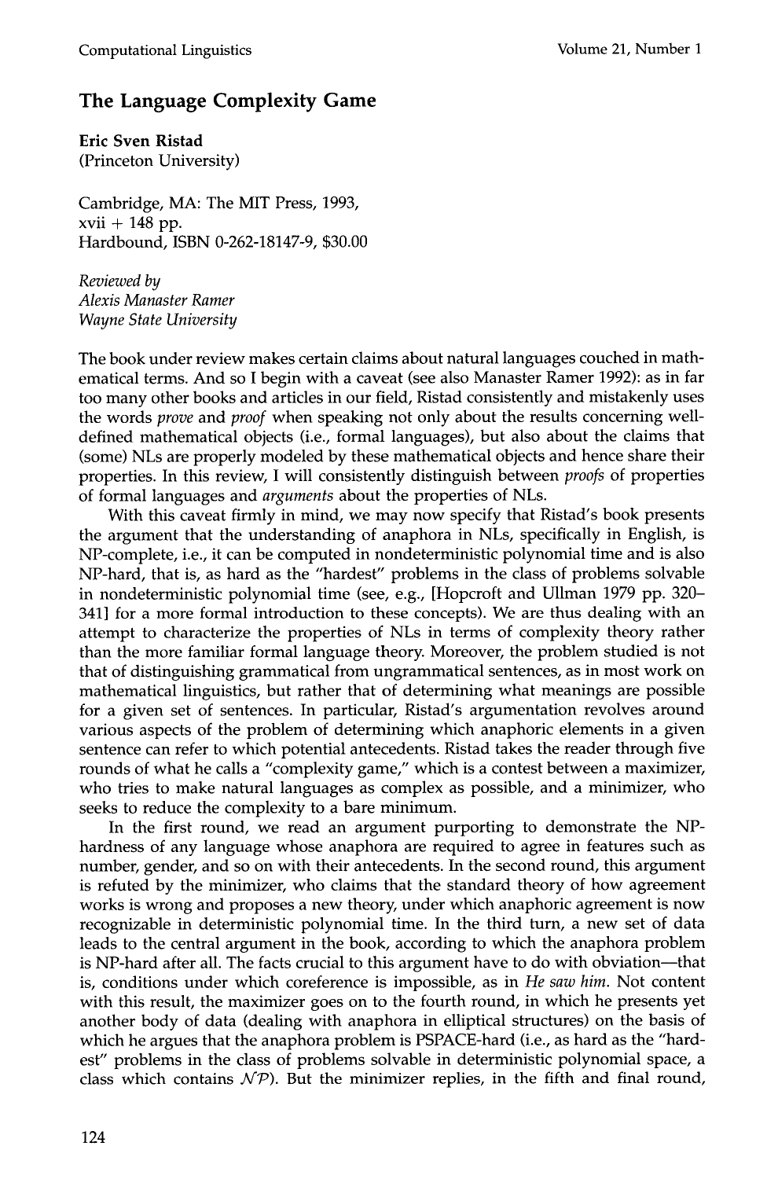## The Language Complexity Game

**Eric Sven Ristad**
(Princeton University)

Cambridge, MA: The MIT Press, 1993,
xvii + 148 pp.
Hardbound, ISBN 0-262-18147-9, $30.00

*Reviewed by*
*Alexis Manaster Ramer*
*Wayne State University*

The book under review makes certain claims about natural languages couched in mathematical terms. And so I begin with a caveat (see also Manaster Ramer 1992): as in far too many other books and articles in our field, Ristad consistently and mistakenly uses the words *prove* and *proof* when speaking not only about the results concerning well-defined mathematical objects (i.e., formal languages), but also about the claims that (some) NLs are properly modeled by these mathematical objects and hence share their properties. In this review, I will consistently distinguish between *proofs* of properties of formal languages and *arguments* about the properties of NLs.

With this caveat firmly in mind, we may now specify that Ristad's book presents the argument that the understanding of anaphora in NLs, specifically in English, is NP-complete, i.e., it can be computed in nondeterministic polynomial time and is also NP-hard, that is, as hard as the "hardest" problems in the class of problems solvable in nondeterministic polynomial time (see, e.g., [Hopcroft and Ullman 1979 pp. 320–341] for a more formal introduction to these concepts). We are thus dealing with an attempt to characterize the properties of NLs in terms of complexity theory rather than the more familiar formal language theory. Moreover, the problem studied is not that of distinguishing grammatical from ungrammatical sentences, as in most work on mathematical linguistics, but rather that of determining what meanings are possible for a given set of sentences. In particular, Ristad's argumentation revolves around various aspects of the problem of determining which anaphoric elements in a given sentence can refer to which potential antecedents. Ristad takes the reader through five rounds of what he calls a "complexity game," which is a contest between a maximizer, who tries to make natural languages as complex as possible, and a minimizer, who seeks to reduce the complexity to a bare minimum.

In the first round, we read an argument purporting to demonstrate the NP-hardness of any language whose anaphora are required to agree in features such as number, gender, and so on with their antecedents. In the second round, this argument is refuted by the minimizer, who claims that the standard theory of how agreement works is wrong and proposes a new theory, under which anaphoric agreement is now recognizable in deterministic polynomial time. In the third turn, a new set of data leads to the central argument in the book, according to which the anaphora problem is NP-hard after all. The facts crucial to this argument have to do with obviation—that is, conditions under which coreference is impossible, as in *He saw him*. Not content with this result, the maximizer goes on to the fourth round, in which he presents yet another body of data (dealing with anaphora in elliptical structures) on the basis of which he argues that the anaphora problem is PSPACE-hard (i.e., as hard as the "hardest" problems in the class of problems solvable in deterministic polynomial space, a class which contains $\mathcal{NP}$). But the minimizer replies, in the fifth and final round,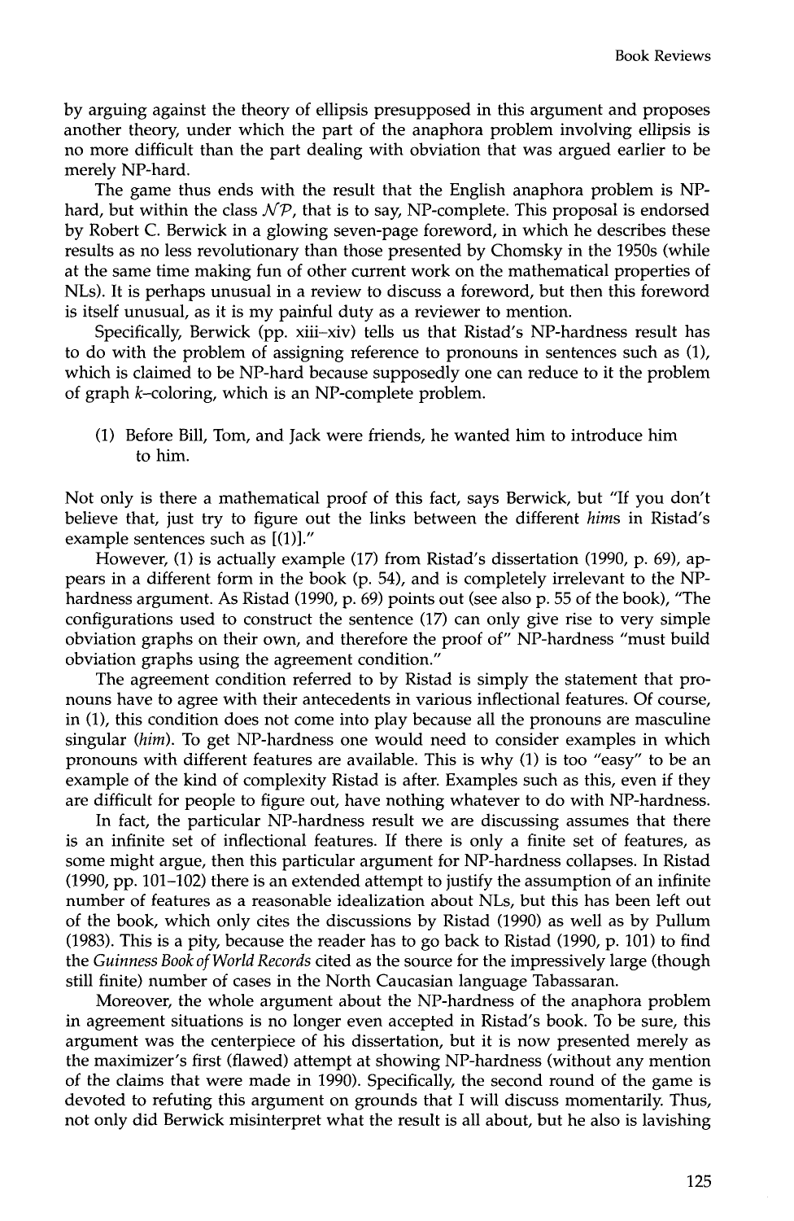by arguing against the theory of ellipsis presupposed in this argument and proposes another theory, under which the part of the anaphora problem involving ellipsis is no more difficult than the part dealing with obviation that was argued earlier to be merely NP-hard.

The game thus ends with the result that the English anaphora problem is NP-hard, but within the class $\mathcal{NP}$, that is to say, NP-complete. This proposal is endorsed by Robert C. Berwick in a glowing seven-page foreword, in which he describes these results as no less revolutionary than those presented by Chomsky in the 1950s (while at the same time making fun of other current work on the mathematical properties of NLs). It is perhaps unusual in a review to discuss a foreword, but then this foreword is itself unusual, as it is my painful duty as a reviewer to mention.

Specifically, Berwick (pp. xiii–xiv) tells us that Ristad's NP-hardness result has to do with the problem of assigning reference to pronouns in sentences such as (1), which is claimed to be NP-hard because supposedly one can reduce to it the problem of graph $k$–coloring, which is an NP-complete problem.

(1) Before Bill, Tom, and Jack were friends, he wanted him to introduce him to him.

Not only is there a mathematical proof of this fact, says Berwick, but "If you don't believe that, just try to figure out the links between the different *hims* in Ristad's example sentences such as [(1)]."

However, (1) is actually example (17) from Ristad's dissertation (1990, p. 69), appears in a different form in the book (p. 54), and is completely irrelevant to the NP-hardness argument. As Ristad (1990, p. 69) points out (see also p. 55 of the book), "The configurations used to construct the sentence (17) can only give rise to very simple obviation graphs on their own, and therefore the proof of" NP-hardness "must build obviation graphs using the agreement condition."

The agreement condition referred to by Ristad is simply the statement that pronouns have to agree with their antecedents in various inflectional features. Of course, in (1), this condition does not come into play because all the pronouns are masculine singular (*him*). To get NP-hardness one would need to consider examples in which pronouns with different features are available. This is why (1) is too "easy" to be an example of the kind of complexity Ristad is after. Examples such as this, even if they are difficult for people to figure out, have nothing whatever to do with NP-hardness.

In fact, the particular NP-hardness result we are discussing assumes that there is an infinite set of inflectional features. If there is only a finite set of features, as some might argue, then this particular argument for NP-hardness collapses. In Ristad (1990, pp. 101–102) there is an extended attempt to justify the assumption of an infinite number of features as a reasonable idealization about NLs, but this has been left out of the book, which only cites the discussions by Ristad (1990) as well as by Pullum (1983). This is a pity, because the reader has to go back to Ristad (1990, p. 101) to find the *Guinness Book of World Records* cited as the source for the impressively large (though still finite) number of cases in the North Caucasian language Tabassaran.

Moreover, the whole argument about the NP-hardness of the anaphora problem in agreement situations is no longer even accepted in Ristad's book. To be sure, this argument was the centerpiece of his dissertation, but it is now presented merely as the maximizer's first (flawed) attempt at showing NP-hardness (without any mention of the claims that were made in 1990). Specifically, the second round of the game is devoted to refuting this argument on grounds that I will discuss momentarily. Thus, not only did Berwick misinterpret what the result is all about, but he also is lavishing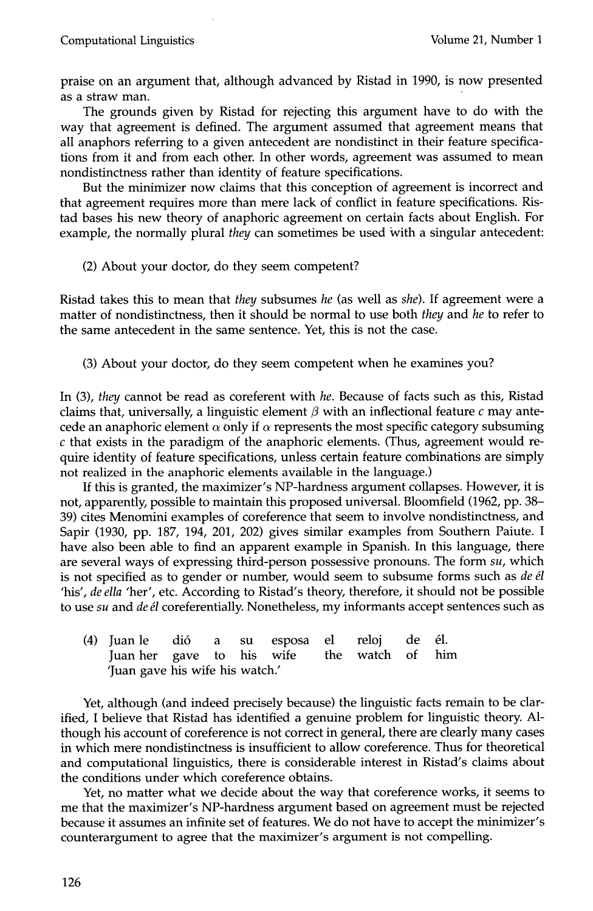praise on an argument that, although advanced by Ristad in 1990, is now presented as a straw man.

The grounds given by Ristad for rejecting this argument have to do with the way that agreement is defined. The argument assumed that agreement means that all anaphors referring to a given antecedent are nondistinct in their feature specifications from it and from each other. In other words, agreement was assumed to mean nondistinctness rather than identity of feature specifications.

But the minimizer now claims that this conception of agreement is incorrect and that agreement requires more than mere lack of conflict in feature specifications. Ristad bases his new theory of anaphoric agreement on certain facts about English. For example, the normally plural *they* can sometimes be used with a singular antecedent:

(2) About your doctor, do they seem competent?

Ristad takes this to mean that *they* subsumes *he* (as well as *she*). If agreement were a matter of nondistinctness, then it should be normal to use both *they* and *he* to refer to the same antecedent in the same sentence. Yet, this is not the case.

(3) About your doctor, do they seem competent when he examines you?

In (3), *they* cannot be read as coreferent with *he*. Because of facts such as this, Ristad claims that, universally, a linguistic element $\beta$ with an inflectional feature $c$ may antecede an anaphoric element $\alpha$ only if $\alpha$ represents the most specific category subsuming $c$ that exists in the paradigm of the anaphoric elements. (Thus, agreement would require identity of feature specifications, unless certain feature combinations are simply not realized in the anaphoric elements available in the language.)

If this is granted, the maximizer's NP-hardness argument collapses. However, it is not, apparently, possible to maintain this proposed universal. Bloomfield (1962, pp. 38–39) cites Menomini examples of coreference that seem to involve nondistinctness, and Sapir (1930, pp. 187, 194, 201, 202) gives similar examples from Southern Paiute. I have also been able to find an apparent example in Spanish. In this language, there are several ways of expressing third-person possessive pronouns. The form *su*, which is not specified as to gender or number, would seem to subsume forms such as *de él* 'his', *de ella* 'her', etc. According to Ristad's theory, therefore, it should not be possible to use *su* and *de él* coreferentially. Nonetheless, my informants accept sentences such as

(4) Juan le dió a su esposa el reloj de él.
Juan her gave to his wife the watch of him
'Juan gave his wife his watch.'

Yet, although (and indeed precisely because) the linguistic facts remain to be clarified, I believe that Ristad has identified a genuine problem for linguistic theory. Although his account of coreference is not correct in general, there are clearly many cases in which mere nondistinctness is insufficient to allow coreference. Thus for theoretical and computational linguistics, there is considerable interest in Ristad's claims about the conditions under which coreference obtains.

Yet, no matter what we decide about the way that coreference works, it seems to me that the maximizer's NP-hardness argument based on agreement must be rejected because it assumes an infinite set of features. We do not have to accept the minimizer's counterargument to agree that the maximizer's argument is not compelling.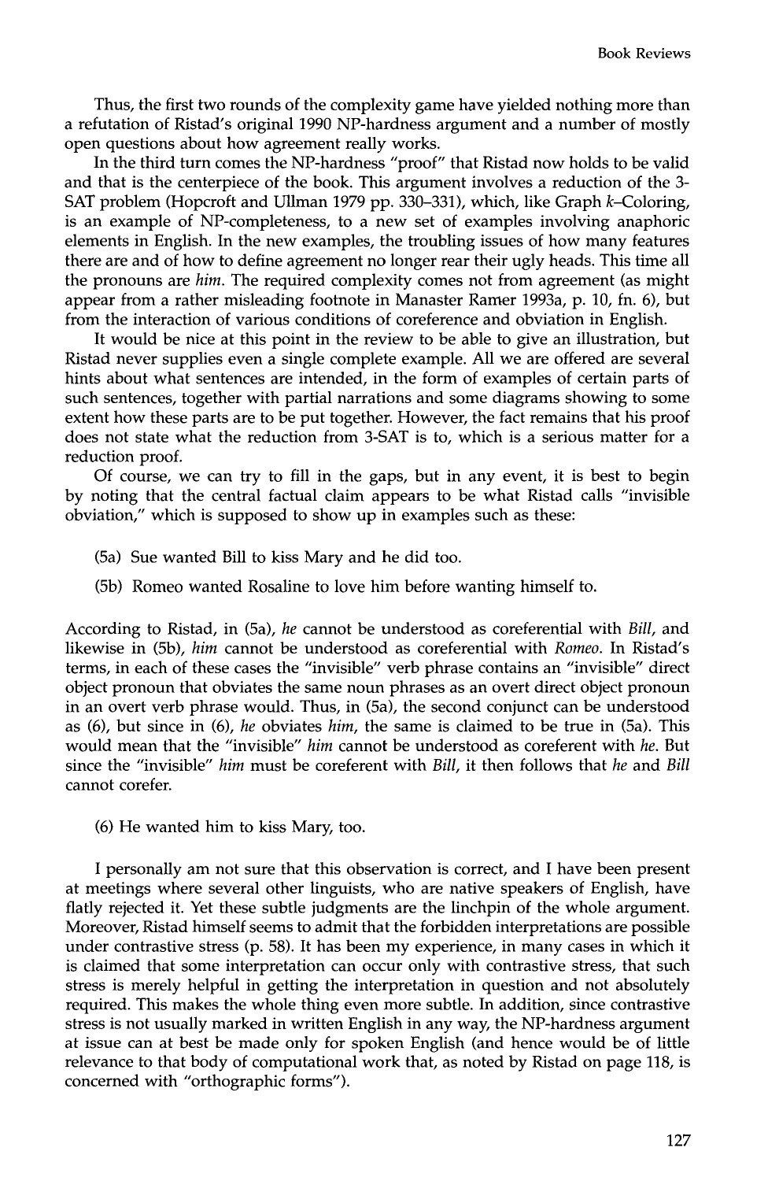Thus, the first two rounds of the complexity game have yielded nothing more than a refutation of Ristad's original 1990 NP-hardness argument and a number of mostly open questions about how agreement really works.

In the third turn comes the NP-hardness "proof" that Ristad now holds to be valid and that is the centerpiece of the book. This argument involves a reduction of the 3-SAT problem (Hopcroft and Ullman 1979 pp. 330–331), which, like Graph *k*–Coloring, is an example of NP-completeness, to a new set of examples involving anaphoric elements in English. In the new examples, the troubling issues of how many features there are and of how to define agreement no longer rear their ugly heads. This time all the pronouns are *him*. The required complexity comes not from agreement (as might appear from a rather misleading footnote in Manaster Ramer 1993a, p. 10, fn. 6), but from the interaction of various conditions of coreference and obviation in English.

It would be nice at this point in the review to be able to give an illustration, but Ristad never supplies even a single complete example. All we are offered are several hints about what sentences are intended, in the form of examples of certain parts of such sentences, together with partial narrations and some diagrams showing to some extent how these parts are to be put together. However, the fact remains that his proof does not state what the reduction from 3-SAT is to, which is a serious matter for a reduction proof.

Of course, we can try to fill in the gaps, but in any event, it is best to begin by noting that the central factual claim appears to be what Ristad calls "invisible obviation," which is supposed to show up in examples such as these:

(5a) Sue wanted Bill to kiss Mary and he did too.

(5b) Romeo wanted Rosaline to love him before wanting himself to.

According to Ristad, in (5a), *he* cannot be understood as coreferential with *Bill*, and likewise in (5b), *him* cannot be understood as coreferential with *Romeo*. In Ristad's terms, in each of these cases the "invisible" verb phrase contains an "invisible" direct object pronoun that obviates the same noun phrases as an overt direct object pronoun in an overt verb phrase would. Thus, in (5a), the second conjunct can be understood as (6), but since in (6), *he* obviates *him*, the same is claimed to be true in (5a). This would mean that the "invisible" *him* cannot be understood as coreferent with *he*. But since the "invisible" *him* must be coreferent with *Bill*, it then follows that *he* and *Bill* cannot corefer.

(6) He wanted him to kiss Mary, too.

I personally am not sure that this observation is correct, and I have been present at meetings where several other linguists, who are native speakers of English, have flatly rejected it. Yet these subtle judgments are the linchpin of the whole argument. Moreover, Ristad himself seems to admit that the forbidden interpretations are possible under contrastive stress (p. 58). It has been my experience, in many cases in which it is claimed that some interpretation can occur only with contrastive stress, that such stress is merely helpful in getting the interpretation in question and not absolutely required. This makes the whole thing even more subtle. In addition, since contrastive stress is not usually marked in written English in any way, the NP-hardness argument at issue can at best be made only for spoken English (and hence would be of little relevance to that body of computational work that, as noted by Ristad on page 118, is concerned with "orthographic forms").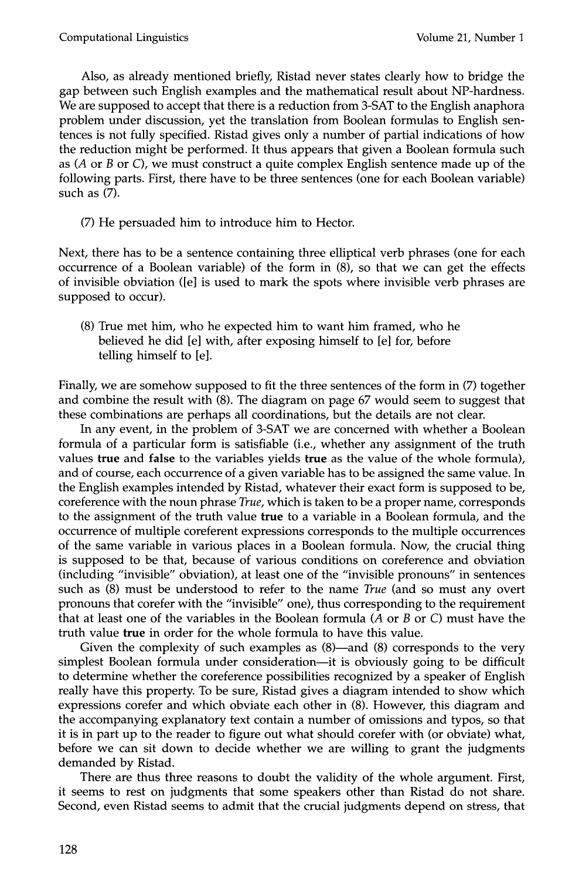Also, as already mentioned briefly, Ristad never states clearly how to bridge the gap between such English examples and the mathematical result about NP-hardness. We are supposed to accept that there is a reduction from 3-SAT to the English anaphora problem under discussion, yet the translation from Boolean formulas to English sentences is not fully specified. Ristad gives only a number of partial indications of how the reduction might be performed. It thus appears that given a Boolean formula such as (*A* or *B* or *C*), we must construct a quite complex English sentence made up of the following parts. First, there have to be three sentences (one for each Boolean variable) such as (7).

(7) He persuaded him to introduce him to Hector.

Next, there has to be a sentence containing three elliptical verb phrases (one for each occurrence of a Boolean variable) of the form in (8), so that we can get the effects of invisible obviation ([e] is used to mark the spots where invisible verb phrases are supposed to occur).

(8) True met him, who he expected him to want him framed, who he believed he did [e] with, after exposing himself to [e] for, before telling himself to [e].

Finally, we are somehow supposed to fit the three sentences of the form in (7) together and combine the result with (8). The diagram on page 67 would seem to suggest that these combinations are perhaps all coordinations, but the details are not clear.

In any event, in the problem of 3-SAT we are concerned with whether a Boolean formula of a particular form is satisfiable (i.e., whether any assignment of the truth values **true** and **false** to the variables yields **true** as the value of the whole formula), and of course, each occurrence of a given variable has to be assigned the same value. In the English examples intended by Ristad, whatever their exact form is supposed to be, coreference with the noun phrase *True*, which is taken to be a proper name, corresponds to the assignment of the truth value **true** to a variable in a Boolean formula, and the occurrence of multiple coreferent expressions corresponds to the multiple occurrences of the same variable in various places in a Boolean formula. Now, the crucial thing is supposed to be that, because of various conditions on coreference and obviation (including "invisible" obviation), at least one of the "invisible pronouns" in sentences such as (8) must be understood to refer to the name *True* (and so must any overt pronouns that corefer with the "invisible" one), thus corresponding to the requirement that at least one of the variables in the Boolean formula (*A* or *B* or *C*) must have the truth value **true** in order for the whole formula to have this value.

Given the complexity of such examples as (8)—and (8) corresponds to the very simplest Boolean formula under consideration—it is obviously going to be difficult to determine whether the coreference possibilities recognized by a speaker of English really have this property. To be sure, Ristad gives a diagram intended to show which expressions corefer and which obviate each other in (8). However, this diagram and the accompanying explanatory text contain a number of omissions and typos, so that it is in part up to the reader to figure out what should corefer with (or obviate) what, before we can sit down to decide whether we are willing to grant the judgments demanded by Ristad.

There are thus three reasons to doubt the validity of the whole argument. First, it seems to rest on judgments that some speakers other than Ristad do not share. Second, even Ristad seems to admit that the crucial judgments depend on stress, that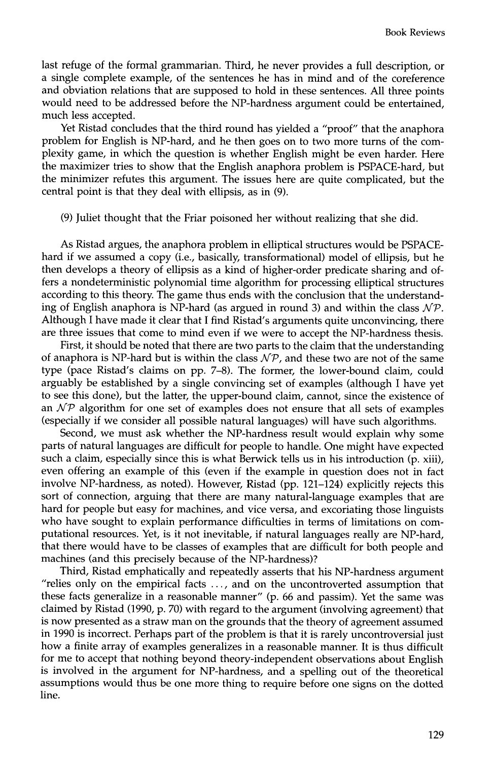last refuge of the formal grammarian. Third, he never provides a full description, or a single complete example, of the sentences he has in mind and of the coreference and obviation relations that are supposed to hold in these sentences. All three points would need to be addressed before the NP-hardness argument could be entertained, much less accepted.

Yet Ristad concludes that the third round has yielded a "proof" that the anaphora problem for English is NP-hard, and he then goes on to two more turns of the complexity game, in which the question is whether English might be even harder. Here the maximizer tries to show that the English anaphora problem is PSPACE-hard, but the minimizer refutes this argument. The issues here are quite complicated, but the central point is that they deal with ellipsis, as in (9).

(9) Juliet thought that the Friar poisoned her without realizing that she did.

As Ristad argues, the anaphora problem in elliptical structures would be PSPACE-hard if we assumed a copy (i.e., basically, transformational) model of ellipsis, but he then develops a theory of ellipsis as a kind of higher-order predicate sharing and offers a nondeterministic polynomial time algorithm for processing elliptical structures according to this theory. The game thus ends with the conclusion that the understanding of English anaphora is NP-hard (as argued in round 3) and within the class $\mathcal{NP}$. Although I have made it clear that I find Ristad's arguments quite unconvincing, there are three issues that come to mind even if we were to accept the NP-hardness thesis.

First, it should be noted that there are two parts to the claim that the understanding of anaphora is NP-hard but is within the class $\mathcal{NP}$, and these two are not of the same type (pace Ristad's claims on pp. 7–8). The former, the lower-bound claim, could arguably be established by a single convincing set of examples (although I have yet to see this done), but the latter, the upper-bound claim, cannot, since the existence of an $\mathcal{NP}$ algorithm for one set of examples does not ensure that all sets of examples (especially if we consider all possible natural languages) will have such algorithms.

Second, we must ask whether the NP-hardness result would explain why some parts of natural languages are difficult for people to handle. One might have expected such a claim, especially since this is what Berwick tells us in his introduction (p. xiii), even offering an example of this (even if the example in question does not in fact involve NP-hardness, as noted). However, Ristad (pp. 121–124) explicitly rejects this sort of connection, arguing that there are many natural-language examples that are hard for people but easy for machines, and vice versa, and excoriating those linguists who have sought to explain performance difficulties in terms of limitations on computational resources. Yet, is it not inevitable, if natural languages really are NP-hard, that there would have to be classes of examples that are difficult for both people and machines (and this precisely because of the NP-hardness)?

Third, Ristad emphatically and repeatedly asserts that his NP-hardness argument "relies only on the empirical facts ..., and on the uncontroverted assumption that these facts generalize in a reasonable manner" (p. 66 and passim). Yet the same was claimed by Ristad (1990, p. 70) with regard to the argument (involving agreement) that is now presented as a straw man on the grounds that the theory of agreement assumed in 1990 is incorrect. Perhaps part of the problem is that it is rarely uncontroversial just how a finite array of examples generalizes in a reasonable manner. It is thus difficult for me to accept that nothing beyond theory-independent observations about English is involved in the argument for NP-hardness, and a spelling out of the theoretical assumptions would thus be one more thing to require before one signs on the dotted line.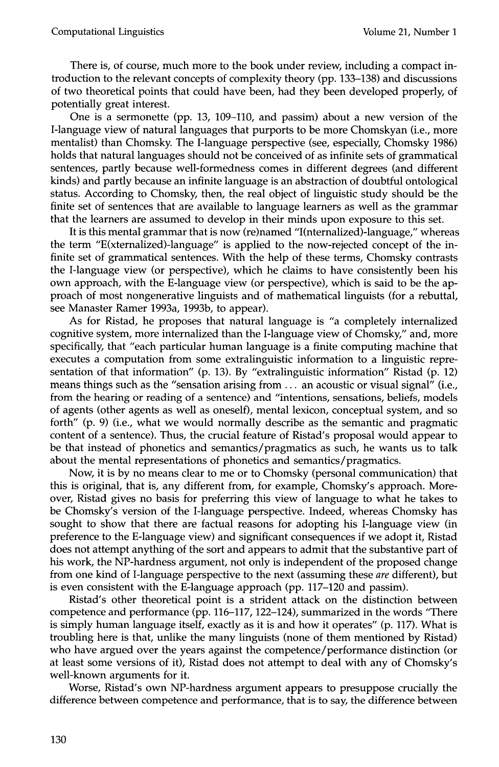There is, of course, much more to the book under review, including a compact introduction to the relevant concepts of complexity theory (pp. 133–138) and discussions of two theoretical points that could have been, had they been developed properly, of potentially great interest.

One is a sermonette (pp. 13, 109–110, and passim) about a new version of the I-language view of natural languages that purports to be more Chomskyan (i.e., more mentalist) than Chomsky. The I-language perspective (see, especially, Chomsky 1986) holds that natural languages should not be conceived of as infinite sets of grammatical sentences, partly because well-formedness comes in different degrees (and different kinds) and partly because an infinite language is an abstraction of doubtful ontological status. According to Chomsky, then, the real object of linguistic study should be the finite set of sentences that are available to language learners as well as the grammar that the learners are assumed to develop in their minds upon exposure to this set.

It is this mental grammar that is now (re)named "I(nternalized)-language," whereas the term "E(xternalized)-language" is applied to the now-rejected concept of the infinite set of grammatical sentences. With the help of these terms, Chomsky contrasts the I-language view (or perspective), which he claims to have consistently been his own approach, with the E-language view (or perspective), which is said to be the approach of most nongenerative linguists and of mathematical linguists (for a rebuttal, see Manaster Ramer 1993a, 1993b, to appear).

As for Ristad, he proposes that natural language is "a completely internalized cognitive system, more internalized than the I-language view of Chomsky," and, more specifically, that "each particular human language is a finite computing machine that executes a computation from some extralinguistic information to a linguistic representation of that information" (p. 13). By "extralinguistic information" Ristad (p. 12) means things such as the "sensation arising from ... an acoustic or visual signal" (i.e., from the hearing or reading of a sentence) and "intentions, sensations, beliefs, models of agents (other agents as well as oneself), mental lexicon, conceptual system, and so forth" (p. 9) (i.e., what we would normally describe as the semantic and pragmatic content of a sentence). Thus, the crucial feature of Ristad's proposal would appear to be that instead of phonetics and semantics/pragmatics as such, he wants us to talk about the mental representations of phonetics and semantics/pragmatics.

Now, it is by no means clear to me or to Chomsky (personal communication) that this is original, that is, any different from, for example, Chomsky's approach. Moreover, Ristad gives no basis for preferring this view of language to what he takes to be Chomsky's version of the I-language perspective. Indeed, whereas Chomsky has sought to show that there are factual reasons for adopting his I-language view (in preference to the E-language view) and significant consequences if we adopt it, Ristad does not attempt anything of the sort and appears to admit that the substantive part of his work, the NP-hardness argument, not only is independent of the proposed change from one kind of I-language perspective to the next (assuming these *are* different), but is even consistent with the E-language approach (pp. 117–120 and passim).

Ristad's other theoretical point is a strident attack on the distinction between competence and performance (pp. 116–117, 122–124), summarized in the words "There is simply human language itself, exactly as it is and how it operates" (p. 117). What is troubling here is that, unlike the many linguists (none of them mentioned by Ristad) who have argued over the years against the competence/performance distinction (or at least some versions of it), Ristad does not attempt to deal with any of Chomsky's well-known arguments for it.

Worse, Ristad's own NP-hardness argument appears to presuppose crucially the difference between competence and performance, that is to say, the difference between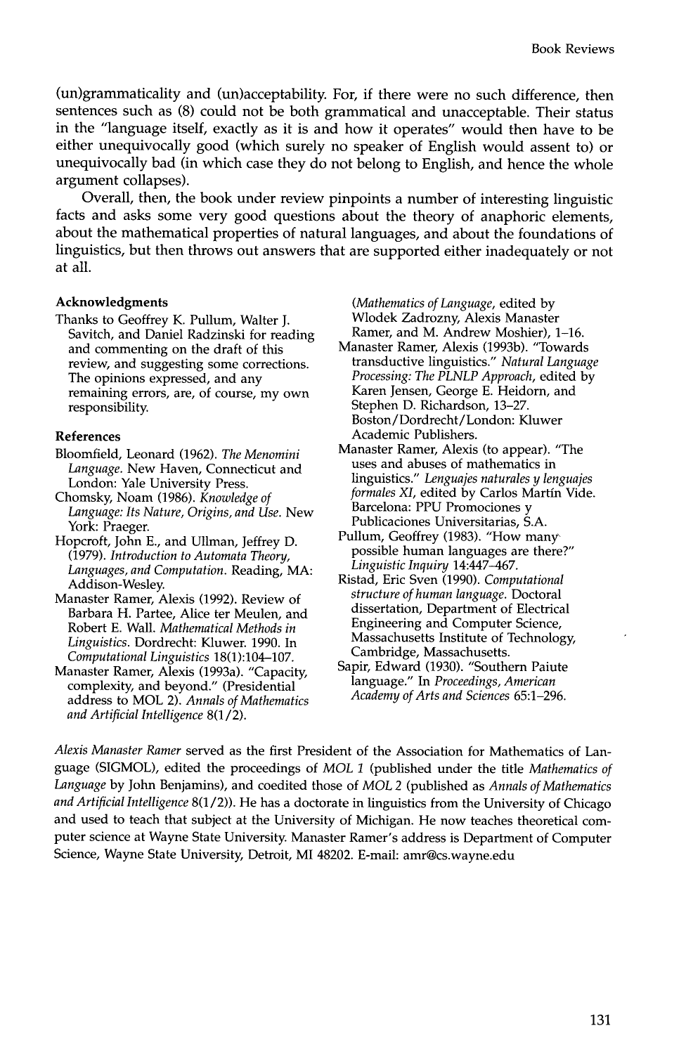(un)grammaticality and (un)acceptability. For, if there were no such difference, then sentences such as (8) could not be both grammatical and unacceptable. Their status in the "language itself, exactly as it is and how it operates" would then have to be either unequivocally good (which surely no speaker of English would assent to) or unequivocally bad (in which case they do not belong to English, and hence the whole argument collapses).

Overall, then, the book under review pinpoints a number of interesting linguistic facts and asks some very good questions about the theory of anaphoric elements, about the mathematical properties of natural languages, and about the foundations of linguistics, but then throws out answers that are supported either inadequately or not at all.

### Acknowledgments

Thanks to Geoffrey K. Pullum, Walter J. Savitch, and Daniel Radzinski for reading and commenting on the draft of this review, and suggesting some corrections. The opinions expressed, and any remaining errors, are, of course, my own responsibility.

### References

Bloomfield, Leonard (1962). *The Menomini Language*. New Haven, Connecticut and London: Yale University Press.

Chomsky, Noam (1986). *Knowledge of Language: Its Nature, Origins, and Use*. New York: Praeger.

Hopcroft, John E., and Ullman, Jeffrey D. (1979). *Introduction to Automata Theory, Languages, and Computation*. Reading, MA: Addison-Wesley.

Manaster Ramer, Alexis (1992). Review of Barbara H. Partee, Alice ter Meulen, and Robert E. Wall. *Mathematical Methods in Linguistics*. Dordrecht: Kluwer. 1990. In *Computational Linguistics* 18(1):104–107.

Manaster Ramer, Alexis (1993a). "Capacity, complexity, and beyond." (Presidential address to MOL 2). *Annals of Mathematics and Artificial Intelligence* 8(1/2). (*Mathematics of Language*, edited by Wlodek Zadrozny, Alexis Manaster Ramer, and M. Andrew Moshier), 1–16.

Manaster Ramer, Alexis (1993b). "Towards transductive linguistics." *Natural Language Processing: The PLNLP Approach*, edited by Karen Jensen, George E. Heidorn, and Stephen D. Richardson, 13–27. Boston/Dordrecht/London: Kluwer Academic Publishers.

Manaster Ramer, Alexis (to appear). "The uses and abuses of mathematics in linguistics." *Lenguajes naturales y lenguajes formales XI*, edited by Carlos Martín Vide. Barcelona: PPU Promociones y Publicaciones Universitarias, S.A.

Pullum, Geoffrey (1983). "How many possible human languages are there?" *Linguistic Inquiry* 14:447–467.

Ristad, Eric Sven (1990). *Computational structure of human language*. Doctoral dissertation, Department of Electrical Engineering and Computer Science, Massachusetts Institute of Technology, Cambridge, Massachusetts.

Sapir, Edward (1930). "Southern Paiute language." In *Proceedings, American Academy of Arts and Sciences* 65:1–296.

*Alexis Manaster Ramer* served as the first President of the Association for Mathematics of Language (SIGMOL), edited the proceedings of *MOL 1* (published under the title *Mathematics of Language* by John Benjamins), and coedited those of *MOL 2* (published as *Annals of Mathematics and Artificial Intelligence* 8(1/2)). He has a doctorate in linguistics from the University of Chicago and used to teach that subject at the University of Michigan. He now teaches theoretical computer science at Wayne State University. Manaster Ramer's address is Department of Computer Science, Wayne State University, Detroit, MI 48202. E-mail: amr@cs.wayne.edu